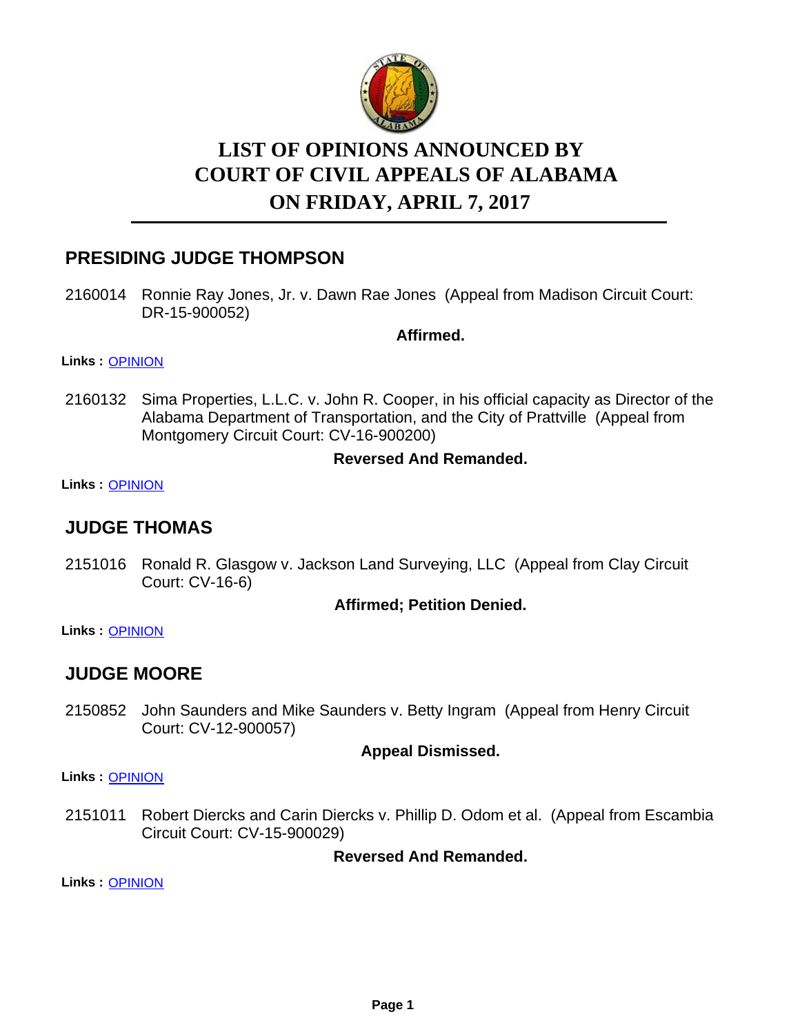# LIST OF OPINIONS ANNOUNCED BY COURT OF CIVIL APPEALS OF ALABAMA ON FRIDAY, APRIL 7, 2017

## PRESIDING JUDGE THOMPSON

2160014 Ronnie Ray Jones, Jr. v. Dawn Rae Jones (Appeal from Madison Circuit Court: DR-15-900052)

**Affirmed.**

**Links :** OPINION

2160132 Sima Properties, L.L.C. v. John R. Cooper, in his official capacity as Director of the Alabama Department of Transportation, and the City of Prattville (Appeal from Montgomery Circuit Court: CV-16-900200)

**Reversed And Remanded.**

**Links :** OPINION

## JUDGE THOMAS

2151016 Ronald R. Glasgow v. Jackson Land Surveying, LLC (Appeal from Clay Circuit Court: CV-16-6)

**Affirmed; Petition Denied.**

**Links :** OPINION

## JUDGE MOORE

2150852 John Saunders and Mike Saunders v. Betty Ingram (Appeal from Henry Circuit Court: CV-12-900057)

**Appeal Dismissed.**

**Links :** OPINION

2151011 Robert Diercks and Carin Diercks v. Phillip D. Odom et al. (Appeal from Escambia Circuit Court: CV-15-900029)

**Reversed And Remanded.**

**Links :** OPINION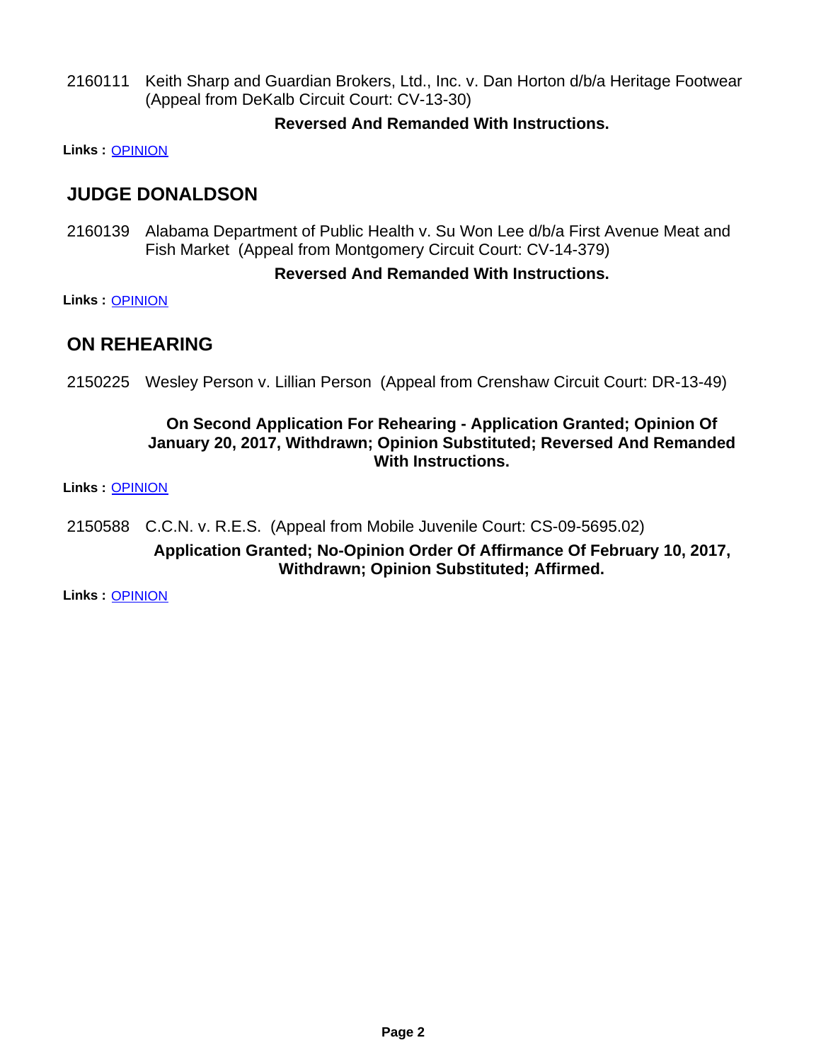2160111 Keith Sharp and Guardian Brokers, Ltd., Inc. v. Dan Horton d/b/a Heritage Footwear (Appeal from DeKalb Circuit Court: CV-13-30)

**Reversed And Remanded With Instructions.**

**Links :** OPINION

## JUDGE DONALDSON

2160139 Alabama Department of Public Health v. Su Won Lee d/b/a First Avenue Meat and Fish Market (Appeal from Montgomery Circuit Court: CV-14-379)

**Reversed And Remanded With Instructions.**

**Links :** OPINION

## ON REHEARING

2150225 Wesley Person v. Lillian Person (Appeal from Crenshaw Circuit Court: DR-13-49)

**On Second Application For Rehearing - Application Granted; Opinion Of January 20, 2017, Withdrawn; Opinion Substituted; Reversed And Remanded With Instructions.**

**Links :** OPINION

2150588 C.C.N. v. R.E.S. (Appeal from Mobile Juvenile Court: CS-09-5695.02)

**Application Granted; No-Opinion Order Of Affirmance Of February 10, 2017, Withdrawn; Opinion Substituted; Affirmed.**

**Links :** OPINION